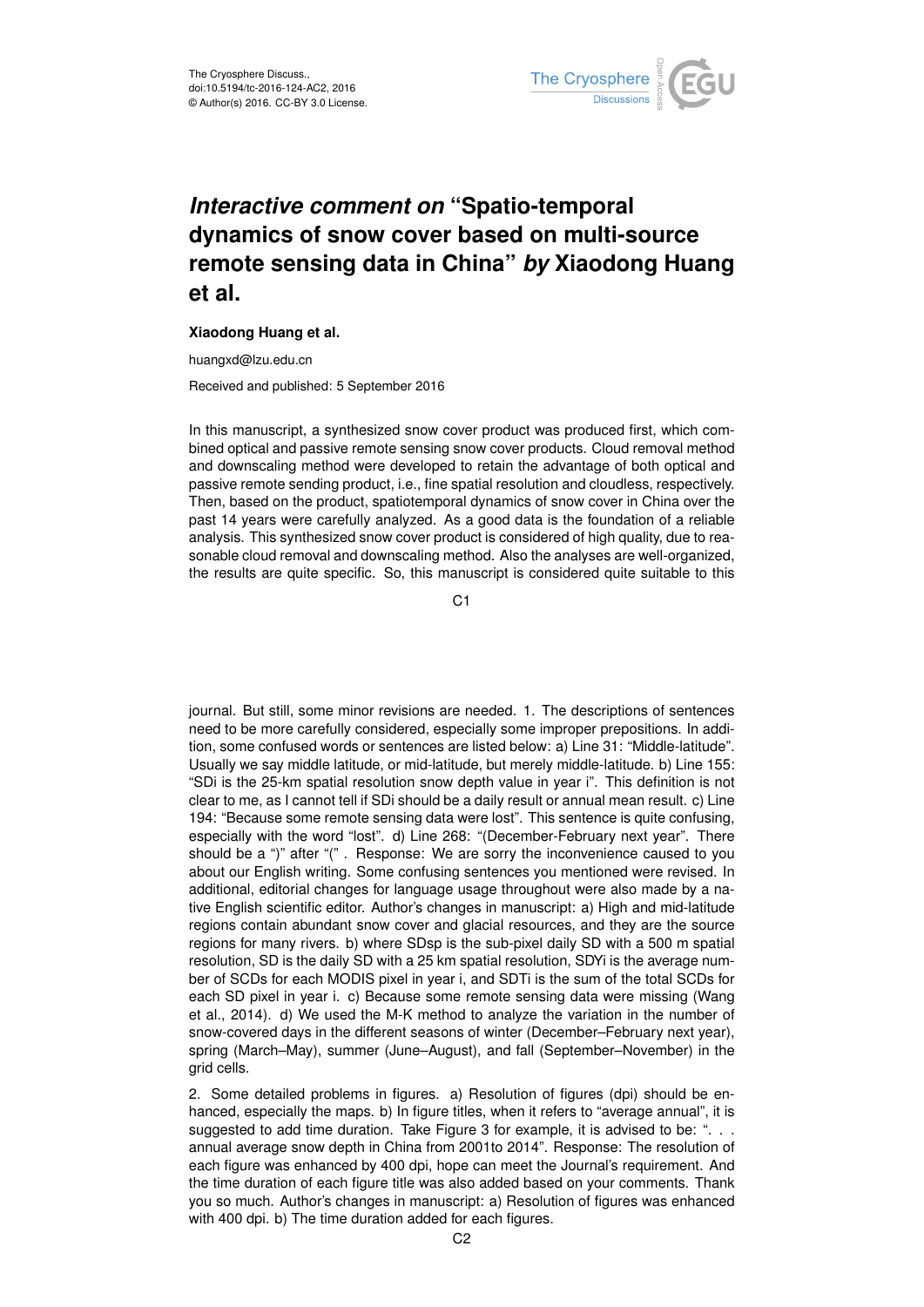# *Interactive comment on* "Spatio-temporal dynamics of snow cover based on multi-source remote sensing data in China" *by* Xiaodong Huang et al.

**Xiaodong Huang et al.**

huangxd@lzu.edu.cn

Received and published: 5 September 2016

In this manuscript, a synthesized snow cover product was produced first, which combined optical and passive remote sensing snow cover products. Cloud removal method and downscaling method were developed to retain the advantage of both optical and passive remote sending product, i.e., fine spatial resolution and cloudless, respectively. Then, based on the product, spatiotemporal dynamics of snow cover in China over the past 14 years were carefully analyzed. As a good data is the foundation of a reliable analysis. This synthesized snow cover product is considered of high quality, due to reasonable cloud removal and downscaling method. Also the analyses are well-organized, the results are quite specific. So, this manuscript is considered quite suitable to this journal. But still, some minor revisions are needed. 1. The descriptions of sentences need to be more carefully considered, especially some improper prepositions. In addition, some confused words or sentences are listed below: a) Line 31: "Middle-latitude". Usually we say middle latitude, or mid-latitude, but merely middle-latitude. b) Line 155: "SDi is the 25-km spatial resolution snow depth value in year i". This definition is not clear to me, as I cannot tell if SDi should be a daily result or annual mean result. c) Line 194: "Because some remote sensing data were lost". This sentence is quite confusing, especially with the word "lost". d) Line 268: "(December-February next year". There should be a ")" after "(" . Response: We are sorry the inconvenience caused to you about our English writing. Some confusing sentences you mentioned were revised. In additional, editorial changes for language usage throughout were also made by a native English scientific editor. Author's changes in manuscript: a) High and mid-latitude regions contain abundant snow cover and glacial resources, and they are the source regions for many rivers. b) where SDsp is the sub-pixel daily SD with a 500 m spatial resolution, SD is the daily SD with a 25 km spatial resolution, SDYi is the average number of SCDs for each MODIS pixel in year i, and SDTi is the sum of the total SCDs for each SD pixel in year i. c) Because some remote sensing data were missing (Wang et al., 2014). d) We used the M-K method to analyze the variation in the number of snow-covered days in the different seasons of winter (December–February next year), spring (March–May), summer (June–August), and fall (September–November) in the grid cells.

2. Some detailed problems in figures. a) Resolution of figures (dpi) should be enhanced, especially the maps. b) In figure titles, when it refers to "average annual", it is suggested to add time duration. Take Figure 3 for example, it is advised to be: ". . . annual average snow depth in China from 2001to 2014". Response: The resolution of each figure was enhanced by 400 dpi, hope can meet the Journal's requirement. And the time duration of each figure title was also added based on your comments. Thank you so much. Author's changes in manuscript: a) Resolution of figures was enhanced with 400 dpi. b) The time duration added for each figures.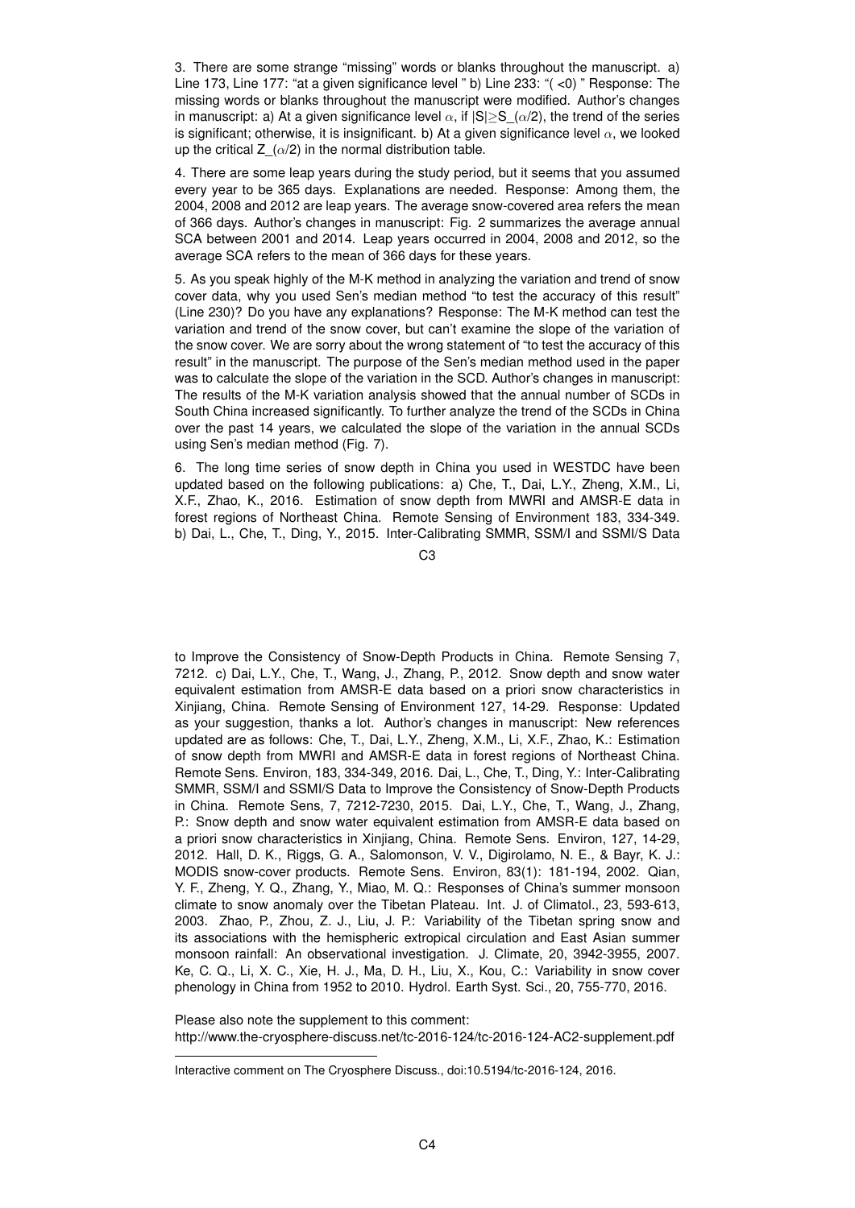3. There are some strange "missing" words or blanks throughout the manuscript. a) Line 173, Line 177: "at a given significance level " b) Line 233: "( <0) " Response: The missing words or blanks throughout the manuscript were modified. Author's changes in manuscript: a) At a given significance level $\alpha$, if $|S| \geq S\_(\alpha/2)$, the trend of the series is significant; otherwise, it is insignificant. b) At a given significance level $\alpha$, we looked up the critical $Z\_(\alpha/2)$ in the normal distribution table.

4. There are some leap years during the study period, but it seems that you assumed every year to be 365 days. Explanations are needed. Response: Among them, the 2004, 2008 and 2012 are leap years. The average snow-covered area refers the mean of 366 days. Author's changes in manuscript: Fig. 2 summarizes the average annual SCA between 2001 and 2014. Leap years occurred in 2004, 2008 and 2012, so the average SCA refers to the mean of 366 days for these years.

5. As you speak highly of the M-K method in analyzing the variation and trend of snow cover data, why you used Sen's median method "to test the accuracy of this result" (Line 230)? Do you have any explanations? Response: The M-K method can test the variation and trend of the snow cover, but can't examine the slope of the variation of the snow cover. We are sorry about the wrong statement of "to test the accuracy of this result" in the manuscript. The purpose of the Sen's median method used in the paper was to calculate the slope of the variation in the SCD. Author's changes in manuscript: The results of the M-K variation analysis showed that the annual number of SCDs in South China increased significantly. To further analyze the trend of the SCDs in China over the past 14 years, we calculated the slope of the variation in the annual SCDs using Sen's median method (Fig. 7).

6. The long time series of snow depth in China you used in WESTDC have been updated based on the following publications: a) Che, T., Dai, L.Y., Zheng, X.M., Li, X.F., Zhao, K., 2016. Estimation of snow depth from MWRI and AMSR-E data in forest regions of Northeast China. Remote Sensing of Environment 183, 334-349. b) Dai, L., Che, T., Ding, Y., 2015. Inter-Calibrating SMMR, SSM/I and SSMI/S Data to Improve the Consistency of Snow-Depth Products in China. Remote Sensing 7, 7212. c) Dai, L.Y., Che, T., Wang, J., Zhang, P., 2012. Snow depth and snow water equivalent estimation from AMSR-E data based on a priori snow characteristics in Xinjiang, China. Remote Sensing of Environment 127, 14-29. Response: Updated as your suggestion, thanks a lot. Author's changes in manuscript: New references updated are as follows: Che, T., Dai, L.Y., Zheng, X.M., Li, X.F., Zhao, K.: Estimation of snow depth from MWRI and AMSR-E data in forest regions of Northeast China. Remote Sens. Environ, 183, 334-349, 2016. Dai, L., Che, T., Ding, Y.: Inter-Calibrating SMMR, SSM/I and SSMI/S Data to Improve the Consistency of Snow-Depth Products in China. Remote Sens, 7, 7212-7230, 2015. Dai, L.Y., Che, T., Wang, J., Zhang, P.: Snow depth and snow water equivalent estimation from AMSR-E data based on a priori snow characteristics in Xinjiang, China. Remote Sens. Environ, 127, 14-29, 2012. Hall, D. K., Riggs, G. A., Salomonson, V. V., Digirolamo, N. E., & Bayr, K. J.: MODIS snow-cover products. Remote Sens. Environ, 83(1): 181-194, 2002. Qian, Y. F., Zheng, Y. Q., Zhang, Y., Miao, M. Q.: Responses of China's summer monsoon climate to snow anomaly over the Tibetan Plateau. Int. J. of Climatol., 23, 593-613, 2003. Zhao, P., Zhou, Z. J., Liu, J. P.: Variability of the Tibetan spring snow and its associations with the hemispheric extropical circulation and East Asian summer monsoon rainfall: An observational investigation. J. Climate, 20, 3942-3955, 2007. Ke, C. Q., Li, X. C., Xie, H. J., Ma, D. H., Liu, X., Kou, C.: Variability in snow cover phenology in China from 1952 to 2010. Hydrol. Earth Syst. Sci., 20, 755-770, 2016.

Please also note the supplement to this comment:
http://www.the-cryosphere-discuss.net/tc-2016-124/tc-2016-124-AC2-supplement.pdf

---

Interactive comment on The Cryosphere Discuss., doi:10.5194/tc-2016-124, 2016.